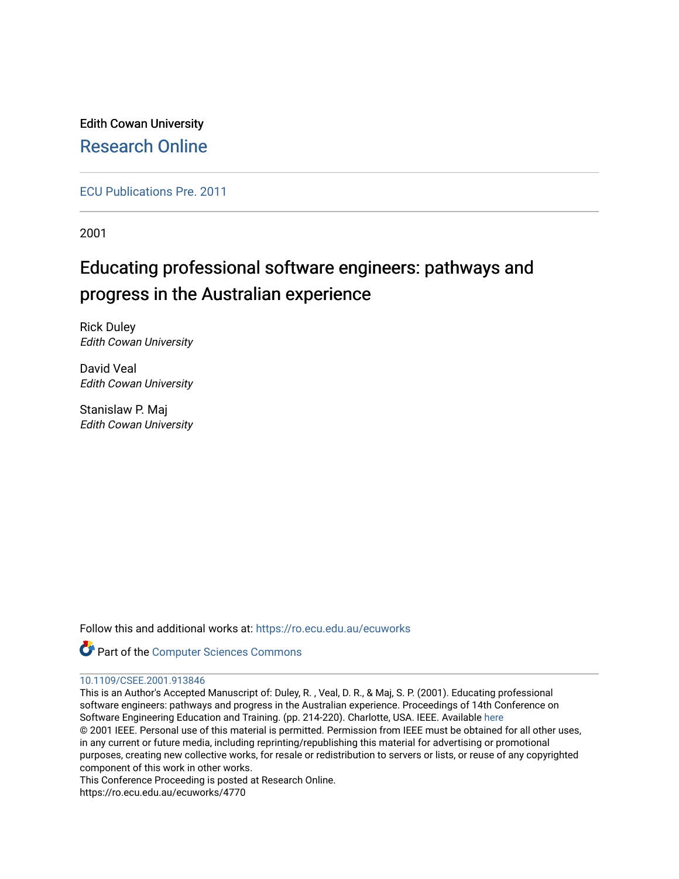Edith Cowan University

Research Online

ECU Publications Pre. 2011

2001

# Educating professional software engineers: pathways and progress in the Australian experience

Rick Duley
*Edith Cowan University*

David Veal
*Edith Cowan University*

Stanislaw P. Maj
*Edith Cowan University*

Follow this and additional works at: https://ro.ecu.edu.au/ecuworks

Part of the Computer Sciences Commons

10.1109/CSEE.2001.913846

This is an Author's Accepted Manuscript of: Duley, R. , Veal, D. R., & Maj, S. P. (2001). Educating professional software engineers: pathways and progress in the Australian experience. Proceedings of 14th Conference on Software Engineering Education and Training. (pp. 214-220). Charlotte, USA. IEEE. Available here

© 2001 IEEE. Personal use of this material is permitted. Permission from IEEE must be obtained for all other uses, in any current or future media, including reprinting/republishing this material for advertising or promotional purposes, creating new collective works, for resale or redistribution to servers or lists, or reuse of any copyrighted component of this work in other works.

This Conference Proceeding is posted at Research Online.

https://ro.ecu.edu.au/ecuworks/4770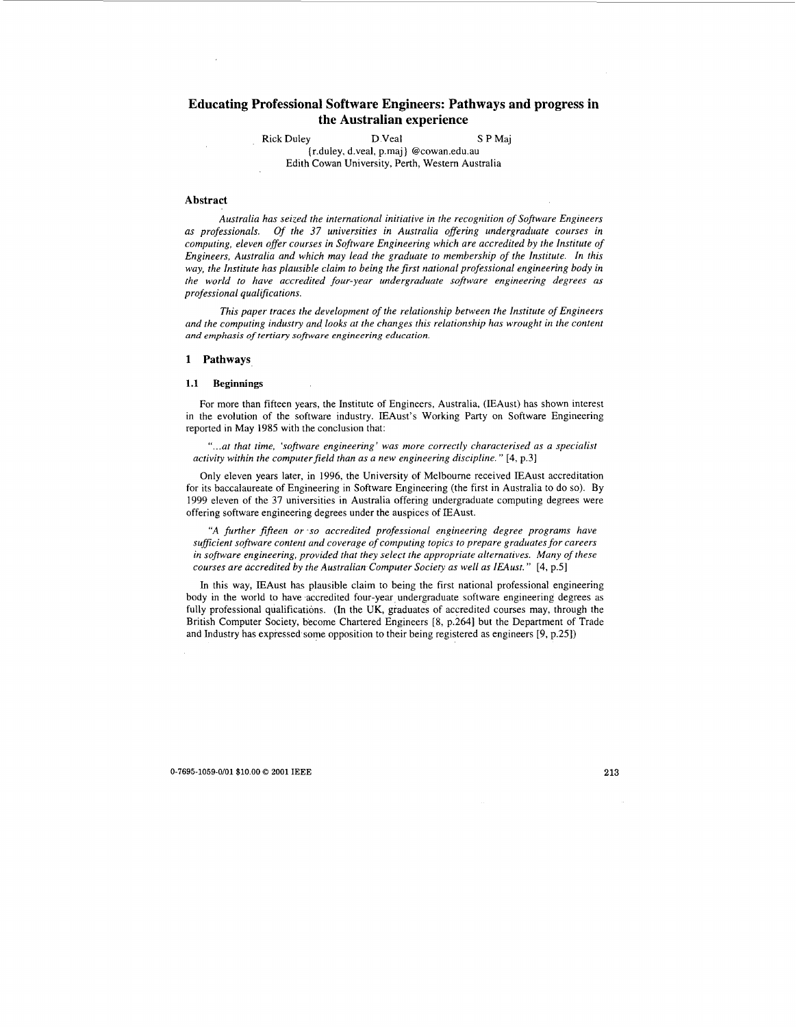# Educating Professional Software Engineers: Pathways and progress in the Australian experience

Rick Duley D.Veal S P Maj
{r.duley, d.veal, p.maj} @cowan.edu.au
Edith Cowan University, Perth, Western Australia

## Abstract

*Australia has seized the international initiative in the recognition of Software Engineers as professionals. Of the 37 universities in Australia offering undergraduate courses in computing, eleven offer courses in Software Engineering which are accredited by the Institute of Engineers, Australia and which may lead the graduate to membership of the Institute. In this way, the Institute has plausible claim to being the first national professional engineering body in the world to have accredited four-year undergraduate software engineering degrees as professional qualifications.*

*This paper traces the development of the relationship between the Institute of Engineers and the computing industry and looks at the changes this relationship has wrought in the content and emphasis of tertiary software engineering education.*

## 1 Pathways

### 1.1 Beginnings

For more than fifteen years, the Institute of Engineers, Australia, (IEAust) has shown interest in the evolution of the software industry. IEAust's Working Party on Software Engineering reported in May 1985 with the conclusion that:

> "*...at that time, 'software engineering' was more correctly characterised as a specialist activity within the computer field than as a new engineering discipline.*" [4, p.3]

Only eleven years later, in 1996, the University of Melbourne received IEAust accreditation for its baccalaureate of Engineering in Software Engineering (the first in Australia to do so). By 1999 eleven of the 37 universities in Australia offering undergraduate computing degrees were offering software engineering degrees under the auspices of IEAust.

> "*A further fifteen or so accredited professional engineering degree programs have sufficient software content and coverage of computing topics to prepare graduates for careers in software engineering, provided that they select the appropriate alternatives. Many of these courses are accredited by the Australian Computer Society as well as IEAust.*" [4, p.5]

In this way, IEAust has plausible claim to being the first national professional engineering body in the world to have accredited four-year undergraduate software engineering degrees as fully professional qualifications. (In the UK, graduates of accredited courses may, through the British Computer Society, become Chartered Engineers [8, p.264] but the Department of Trade and Industry has expressed some opposition to their being registered as engineers [9, p.25])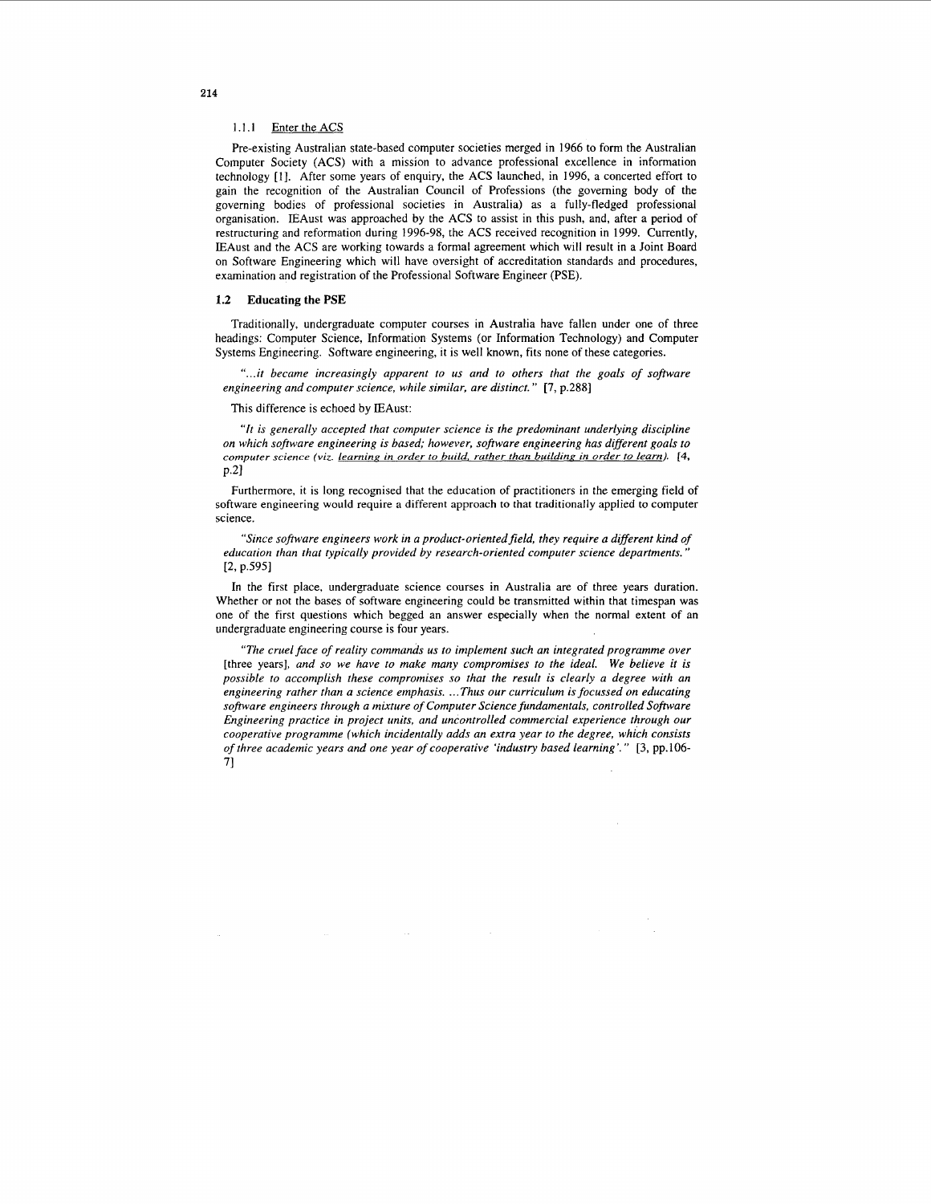#### 1.1.1 Enter the ACS

Pre-existing Australian state-based computer societies merged in 1966 to form the Australian Computer Society (ACS) with a mission to advance professional excellence in information technology [1]. After some years of enquiry, the ACS launched, in 1996, a concerted effort to gain the recognition of the Australian Council of Professions (the governing body of the governing bodies of professional societies in Australia) as a fully-fledged professional organisation. IEAust was approached by the ACS to assist in this push, and, after a period of restructuring and reformation during 1996-98, the ACS received recognition in 1999. Currently, IEAust and the ACS are working towards a formal agreement which will result in a Joint Board on Software Engineering which will have oversight of accreditation standards and procedures, examination and registration of the Professional Software Engineer (PSE).

### 1.2 Educating the PSE

Traditionally, undergraduate computer courses in Australia have fallen under one of three headings: Computer Science, Information Systems (or Information Technology) and Computer Systems Engineering. Software engineering, it is well known, fits none of these categories.

> *"...it became increasingly apparent to us and to others that the goals of software engineering and computer science, while similar, are distinct."* [7, p.288]

This difference is echoed by IEAust:

> *"It is generally accepted that computer science is the predominant underlying discipline on which software engineering is based; however, software engineering has different goals to computer science (viz. learning in order to build, rather than building in order to learn).* [4, p.2]

Furthermore, it is long recognised that the education of practitioners in the emerging field of software engineering would require a different approach to that traditionally applied to computer science.

> *"Since software engineers work in a product-oriented field, they require a different kind of education than that typically provided by research-oriented computer science departments."* [2, p.595]

In the first place, undergraduate science courses in Australia are of three years duration. Whether or not the bases of software engineering could be transmitted within that timespan was one of the first questions which begged an answer especially when the normal extent of an undergraduate engineering course is four years.

> *"The cruel face of reality commands us to implement such an integrated programme over* [three years]*, and so we have to make many compromises to the ideal. We believe it is possible to accomplish these compromises so that the result is clearly a degree with an engineering rather than a science emphasis. ...Thus our curriculum is focussed on educating software engineers through a mixture of Computer Science fundamentals, controlled Software Engineering practice in project units, and uncontrolled commercial experience through our cooperative programme (which incidentally adds an extra year to the degree, which consists of three academic years and one year of cooperative 'industry based learning'."* [3, pp.106-7]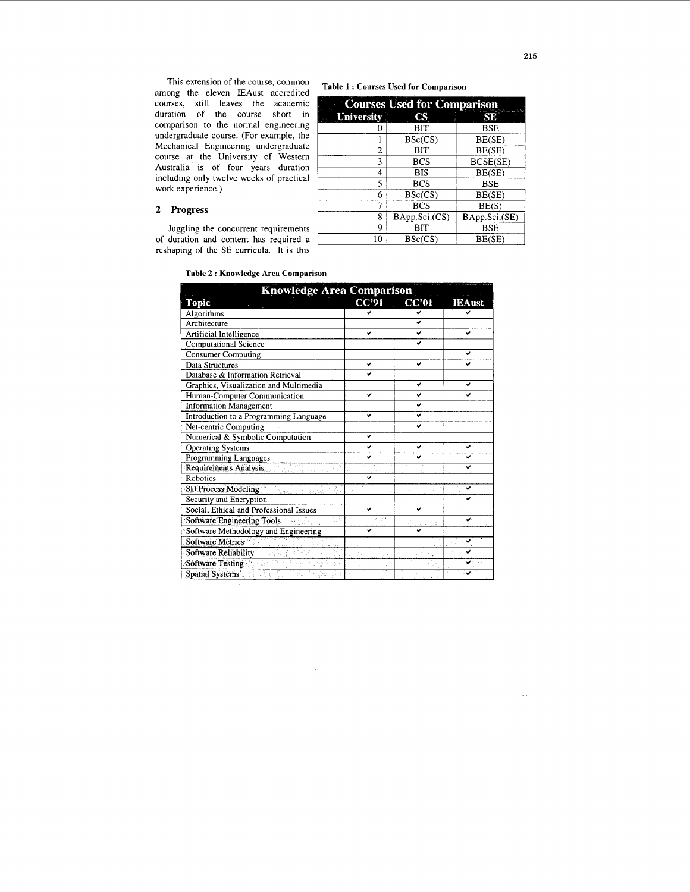This extension of the course, common among the eleven IEAust accredited courses, still leaves the academic duration of the course short in comparison to the normal engineering undergraduate course. (For example, the Mechanical Engineering undergraduate course at the University of Western Australia is of four years duration including only twelve weeks of practical work experience.)

## 2 Progress

Juggling the concurrent requirements of duration and content has required a reshaping of the SE curricula. It is this

**Table 1 : Courses Used for Comparison**

| Courses Used for Comparison | | |
|---|---|---|
| **University** | **CS** | **SE** |
| 0 | BIT | BSE |
| 1 | BSc(CS) | BE(SE) |
| 2 | BIT | BE(SE) |
| 3 | BCS | BCSE(SE) |
| 4 | BIS | BE(SE) |
| 5 | BCS | BSE |
| 6 | BSc(CS) | BE(SE) |
| 7 | BCS | BE(S) |
| 8 | BApp.Sci.(CS) | BApp.Sci.(SE) |
| 9 | BIT | BSE |
| 10 | BSc(CS) | BE(SE) |

**Table 2 : Knowledge Area Comparison**

| Knowledge Area Comparison | | | |
|---|---|---|---|
| **Topic** | **CC'91** | **CC'01** | **IEAust** |
| Algorithms | ✔ | ✔ | ✔ |
| Architecture | | ✔ | |
| Artificial Intelligence | ✔ | ✔ | ✔ |
| Computational Science | | ✔ | |
| Consumer Computing | | | ✔ |
| Data Structures | ✔ | ✔ | ✔ |
| Database & Information Retrieval | ✔ | | |
| Graphics, Visualization and Multimedia | | ✔ | ✔ |
| Human-Computer Communication | ✔ | ✔ | ✔ |
| Information Management | | ✔ | |
| Introduction to a Programming Language | ✔ | ✔ | |
| Net-centric Computing | | ✔ | |
| Numerical & Symbolic Computation | ✔ | | |
| Operating Systems | ✔ | ✔ | ✔ |
| Programming Languages | ✔ | ✔ | ✔ |
| Requirements Analysis | | | ✔ |
| Robotics | ✔ | | |
| SD Process Modeling | | | ✔ |
| Security and Encryption | | | ✔ |
| Social, Ethical and Professional Issues | ✔ | ✔ | |
| Software Engineering Tools | | | ✔ |
| Software Methodology and Engineering | ✔ | ✔ | |
| Software Metrics | | | ✔ |
| Software Reliability | | | ✔ |
| Software Testing | | | ✔ |
| Spatial Systems | | | ✔ |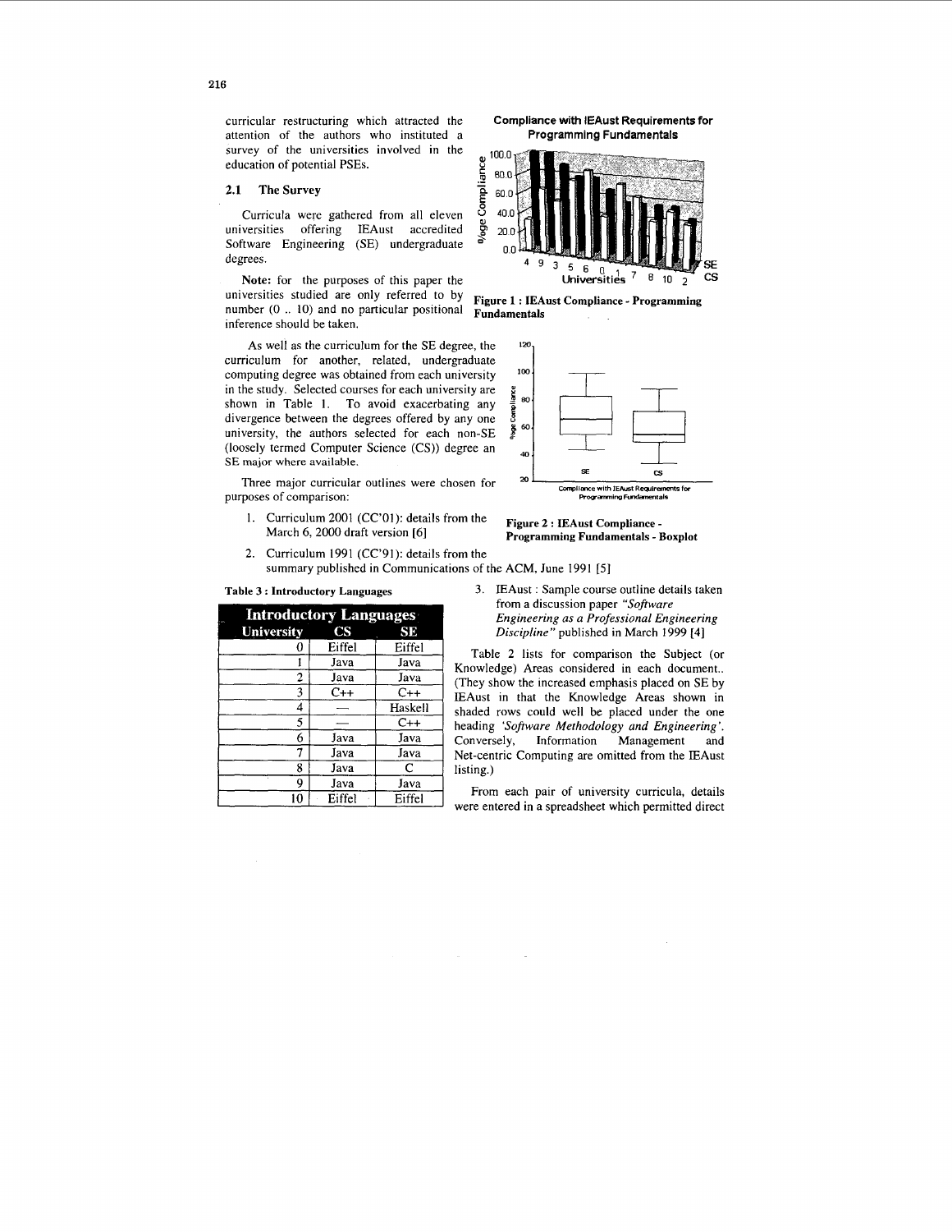curricular restructuring which attracted the attention of the authors who instituted a survey of the universities involved in the education of potential PSEs.

### 2.1 The Survey

Curricula were gathered from all eleven universities offering IEAust accredited Software Engineering (SE) undergraduate degrees.

**Note:** for the purposes of this paper the universities studied are only referred to by number (0 .. 10) and no particular positional inference should be taken.

As well as the curriculum for the SE degree, the curriculum for another, related, undergraduate computing degree was obtained from each university in the study. Selected courses for each university are shown in Table 1. To avoid exacerbating any divergence between the degrees offered by any one university, the authors selected for each non-SE (loosely termed Computer Science (CS)) degree an SE major where available.

Three major curricular outlines were chosen for purposes of comparison:

1. Curriculum 2001 (CC'01): details from the March 6, 2000 draft version [6]
2. Curriculum 1991 (CC'91): details from the summary published in Communications of the ACM, June 1991 [5]
3. IEAust : Sample course outline details taken from a discussion paper *"Software Engineering as a Professional Engineering Discipline"* published in March 1999 [4]

Table 2 lists for comparison the Subject (or Knowledge) Areas considered in each document.. (They show the increased emphasis placed on SE by IEAust in that the Knowledge Areas shown in shaded rows could well be placed under the one heading *'Software Methodology and Engineering'*. Conversely, Information Management and Net-centric Computing are omitted from the IEAust listing.)

From each pair of university curricula, details were entered in a spreadsheet which permitted direct

**Table 3 : Introductory Languages**

| Introductory Languages | | |
|---|---|---|
| **University** | **CS** | **SE** |
| 0 | Eiffel | Eiffel |
| 1 | Java | Java |
| 2 | Java | Java |
| 3 | C++ | C++ |
| 4 | — | Haskell |
| 5 | — | C++ |
| 6 | Java | Java |
| 7 | Java | Java |
| 8 | Java | C |
| 9 | Java | Java |
| 10 | Eiffel | Eiffel |

**Figure 1 : IEAust Compliance - Programming Fundamentals**

**Figure 2 : IEAust Compliance - Programming Fundamentals - Boxplot**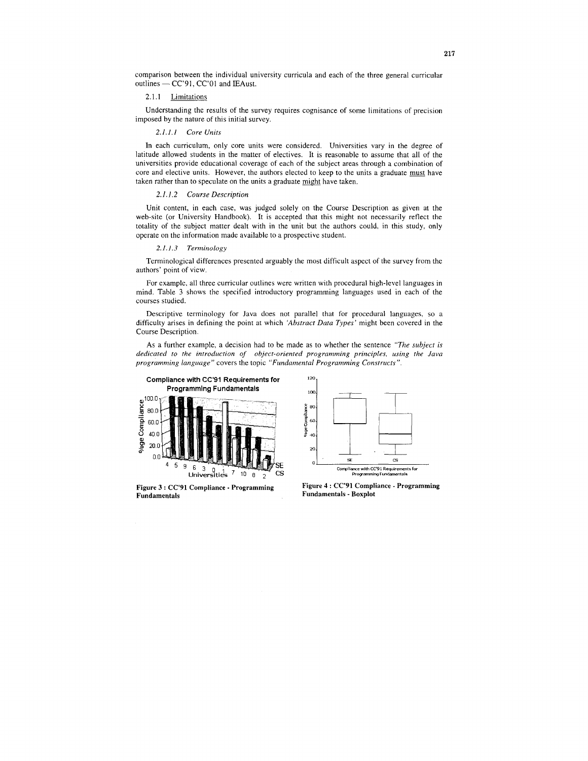comparison between the individual university curricula and each of the three general curricular outlines — CC'91, CC'01 and IEAust.

### 2.1.1 Limitations

Understanding the results of the survey requires cognisance of some limitations of precision imposed by the nature of this initial survey.

#### *2.1.1.1 Core Units*

In each curriculum, only core units were considered. Universities vary in the degree of latitude allowed students in the matter of electives. It is reasonable to assume that all of the universities provide educational coverage of each of the subject areas through a combination of core and elective units. However, the authors elected to keep to the units a graduate must have taken rather than to speculate on the units a graduate might have taken.

#### *2.1.1.2 Course Description*

Unit content, in each case, was judged solely on the Course Description as given at the web-site (or University Handbook). It is accepted that this might not necessarily reflect the totality of the subject matter dealt with in the unit but the authors could, in this study, only operate on the information made available to a prospective student.

#### *2.1.1.3 Terminology*

Terminological differences presented arguably the most difficult aspect of the survey from the authors' point of view.

For example, all three curricular outlines were written with procedural high-level languages in mind. Table 3 shows the specified introductory programming languages used in each of the courses studied.

Descriptive terminology for Java does not parallel that for procedural languages, so a difficulty arises in defining the point at which *'Abstract Data Types'* might been covered in the Course Description.

As a further example, a decision had to be made as to whether the sentence *"The subject is dedicated to the introduction of object-oriented programming principles, using the Java programming language"* covers the topic *"Fundamental Programming Constructs"*.

**Figure 3 : CC'91 Compliance - Programming Fundamentals**

**Figure 4 : CC'91 Compliance - Programming Fundamentals - Boxplot**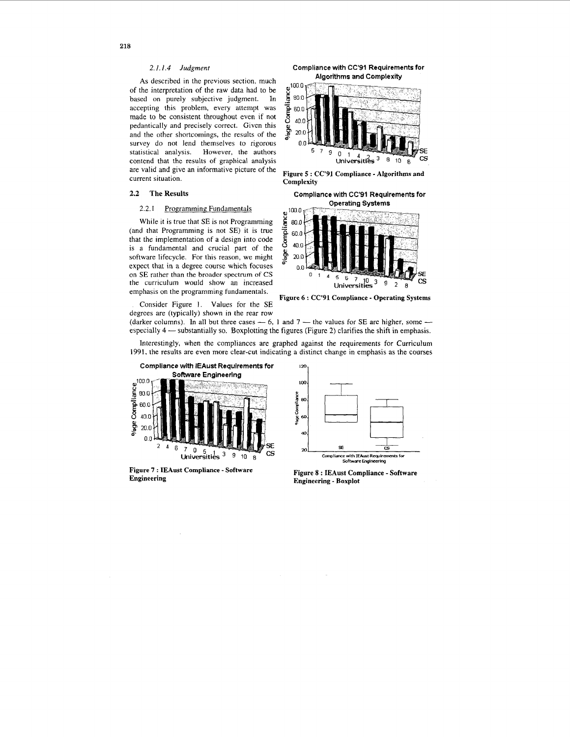#### 2.1.1.4 Judgment

As described in the previous section, much of the interpretation of the raw data had to be based on purely subjective judgment. In accepting this problem, every attempt was made to be consistent throughout even if not pedantically and precisely correct. Given this and the other shortcomings, the results of the survey do not lend themselves to rigorous statistical analysis. However, the authors contend that the results of graphical analysis are valid and give an informative picture of the current situation.

## 2.2 The Results

### 2.2.1 Programming Fundamentals

While it is true that SE is not Programming (and that Programming is not SE) it is true that the implementation of a design into code is a fundamental and crucial part of the software lifecycle. For this reason, we might expect that in a degree course which focuses on SE rather than the broader spectrum of CS the curriculum would show an increased emphasis on the programming fundamentals.

Consider Figure 1. Values for the SE degrees are (typically) shown in the rear row (darker columns). In all but three cases — 6, 1 and 7 — the values for SE are higher, some — especially 4 — substantially so. Boxplotting the figures (Figure 2) clarifies the shift in emphasis.

Interestingly, when the compliances are graphed against the requirements for Curriculum 1991, the results are even more clear-cut indicating a distinct change in emphasis as the courses

Figure 5 : CC'91 Compliance - Algorithms and Complexity

Figure 6 : CC'91 Compliance - Operating Systems

Figure 7 : IEAust Compliance - Software Engineering

Figure 8 : IEAust Compliance - Software Engineering - Boxplot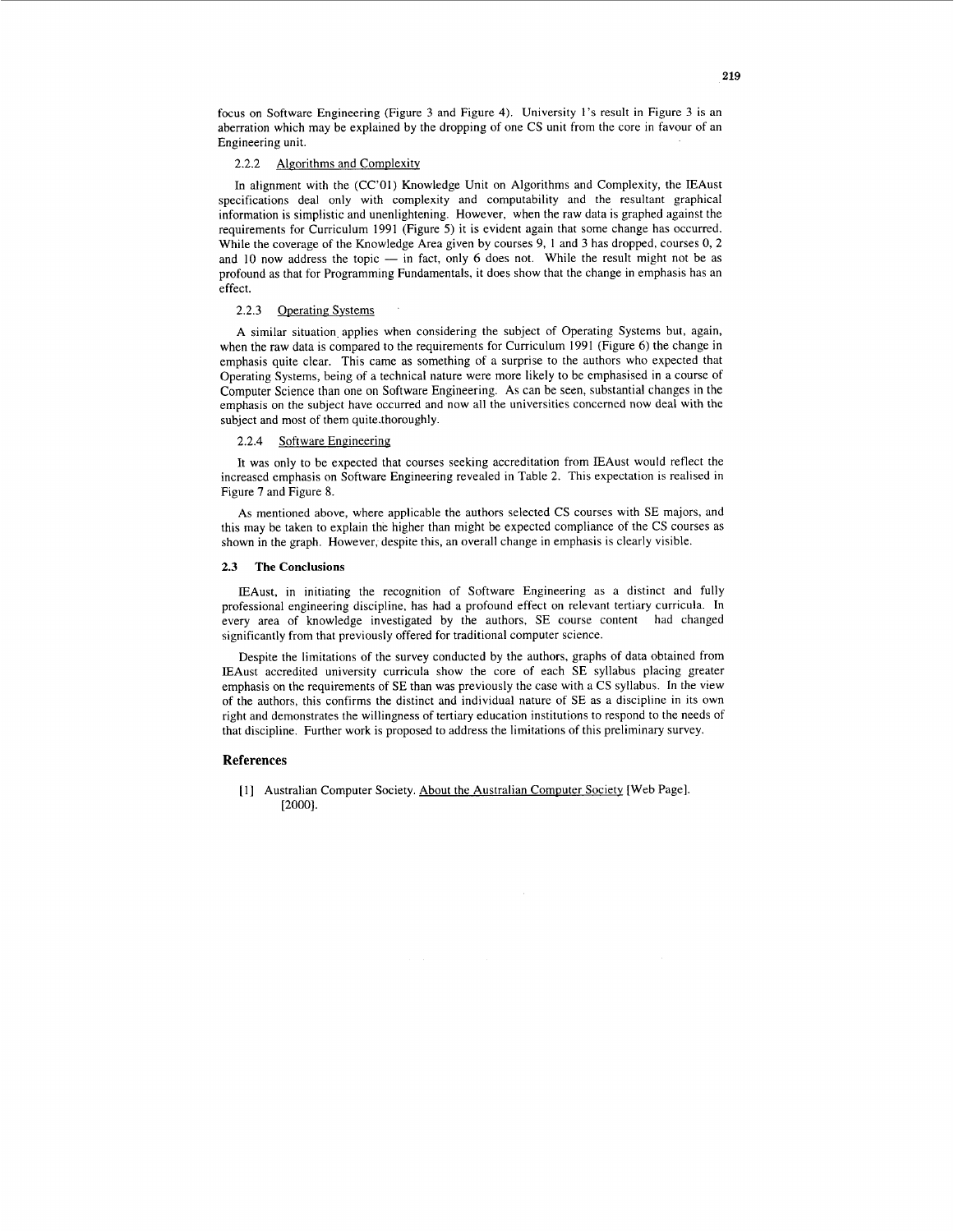focus on Software Engineering (Figure 3 and Figure 4). University 1's result in Figure 3 is an aberration which may be explained by the dropping of one CS unit from the core in favour of an Engineering unit.

#### 2.2.2 Algorithms and Complexity

In alignment with the (CC'01) Knowledge Unit on Algorithms and Complexity, the IEAust specifications deal only with complexity and computability and the resultant graphical information is simplistic and unenlightening. However, when the raw data is graphed against the requirements for Curriculum 1991 (Figure 5) it is evident again that some change has occurred. While the coverage of the Knowledge Area given by courses 9, 1 and 3 has dropped, courses 0, 2 and 10 now address the topic — in fact, only 6 does not. While the result might not be as profound as that for Programming Fundamentals, it does show that the change in emphasis has an effect.

#### 2.2.3 Operating Systems

A similar situation applies when considering the subject of Operating Systems but, again, when the raw data is compared to the requirements for Curriculum 1991 (Figure 6) the change in emphasis quite clear. This came as something of a surprise to the authors who expected that Operating Systems, being of a technical nature were more likely to be emphasised in a course of Computer Science than one on Software Engineering. As can be seen, substantial changes in the emphasis on the subject have occurred and now all the universities concerned now deal with the subject and most of them quite thoroughly.

#### 2.2.4 Software Engineering

It was only to be expected that courses seeking accreditation from IEAust would reflect the increased emphasis on Software Engineering revealed in Table 2. This expectation is realised in Figure 7 and Figure 8.

As mentioned above, where applicable the authors selected CS courses with SE majors, and this may be taken to explain the higher than might be expected compliance of the CS courses as shown in the graph. However, despite this, an overall change in emphasis is clearly visible.

### 2.3 The Conclusions

IEAust, in initiating the recognition of Software Engineering as a distinct and fully professional engineering discipline, has had a profound effect on relevant tertiary curricula. In every area of knowledge investigated by the authors, SE course content had changed significantly from that previously offered for traditional computer science.

Despite the limitations of the survey conducted by the authors, graphs of data obtained from IEAust accredited university curricula show the core of each SE syllabus placing greater emphasis on the requirements of SE than was previously the case with a CS syllabus. In the view of the authors, this confirms the distinct and individual nature of SE as a discipline in its own right and demonstrates the willingness of tertiary education institutions to respond to the needs of that discipline. Further work is proposed to address the limitations of this preliminary survey.

## References

[1] Australian Computer Society. About the Australian Computer Society [Web Page]. [2000].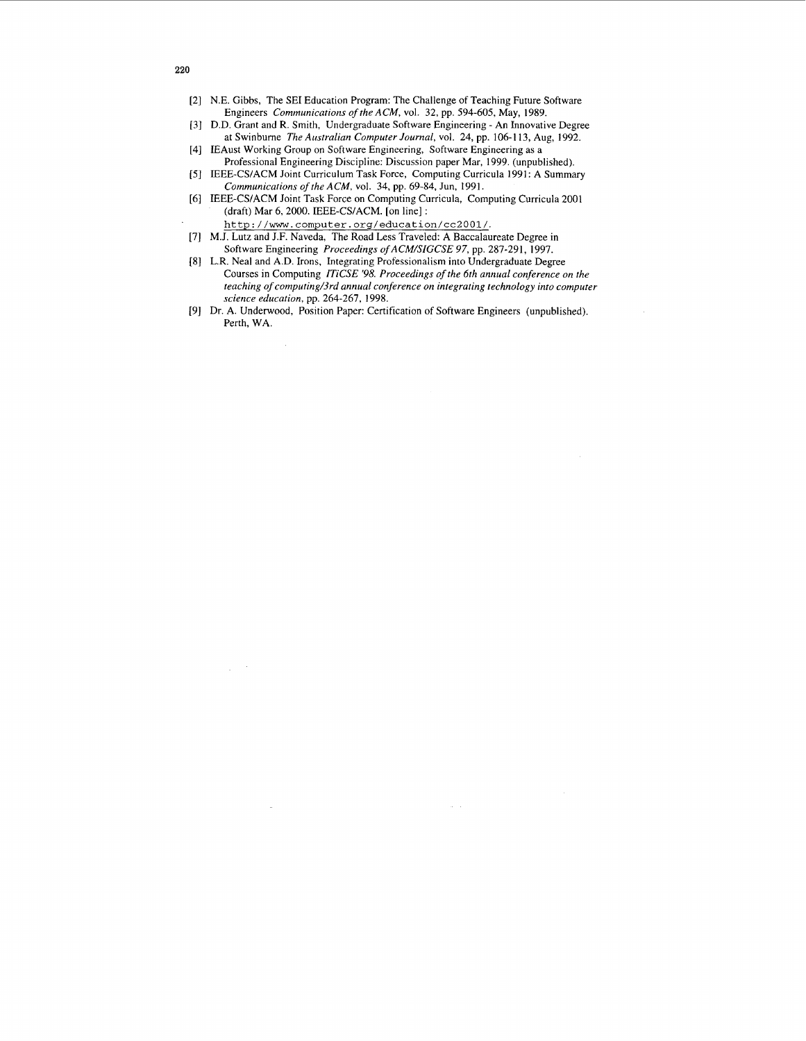[2] N.E. Gibbs, The SEI Education Program: The Challenge of Teaching Future Software Engineers *Communications of the ACM*, vol. 32, pp. 594-605, May, 1989.

[3] D.D. Grant and R. Smith, Undergraduate Software Engineering - An Innovative Degree at Swinburne *The Australian Computer Journal*, vol. 24, pp. 106-113, Aug, 1992.

[4] IEAust Working Group on Software Engineering, Software Engineering as a Professional Engineering Discipline: Discussion paper Mar, 1999. (unpublished).

[5] IEEE-CS/ACM Joint Curriculum Task Force, Computing Curricula 1991: A Summary *Communications of the ACM*, vol. 34, pp. 69-84, Jun, 1991.

[6] IEEE-CS/ACM Joint Task Force on Computing Curricula, Computing Curricula 2001 (draft) Mar 6, 2000. IEEE-CS/ACM. [on line] : http://www.computer.org/education/cc2001/.

[7] M.J. Lutz and J.F. Naveda, The Road Less Traveled: A Baccalaureate Degree in Software Engineering *Proceedings of ACM/SIGCSE 97*, pp. 287-291, 1997.

[8] L.R. Neal and A.D. Irons, Integrating Professionalism into Undergraduate Degree Courses in Computing *ITiCSE '98. Proceedings of the 6th annual conference on the teaching of computing/3rd annual conference on integrating technology into computer science education*, pp. 264-267, 1998.

[9] Dr. A. Underwood, Position Paper: Certification of Software Engineers (unpublished). Perth, WA.